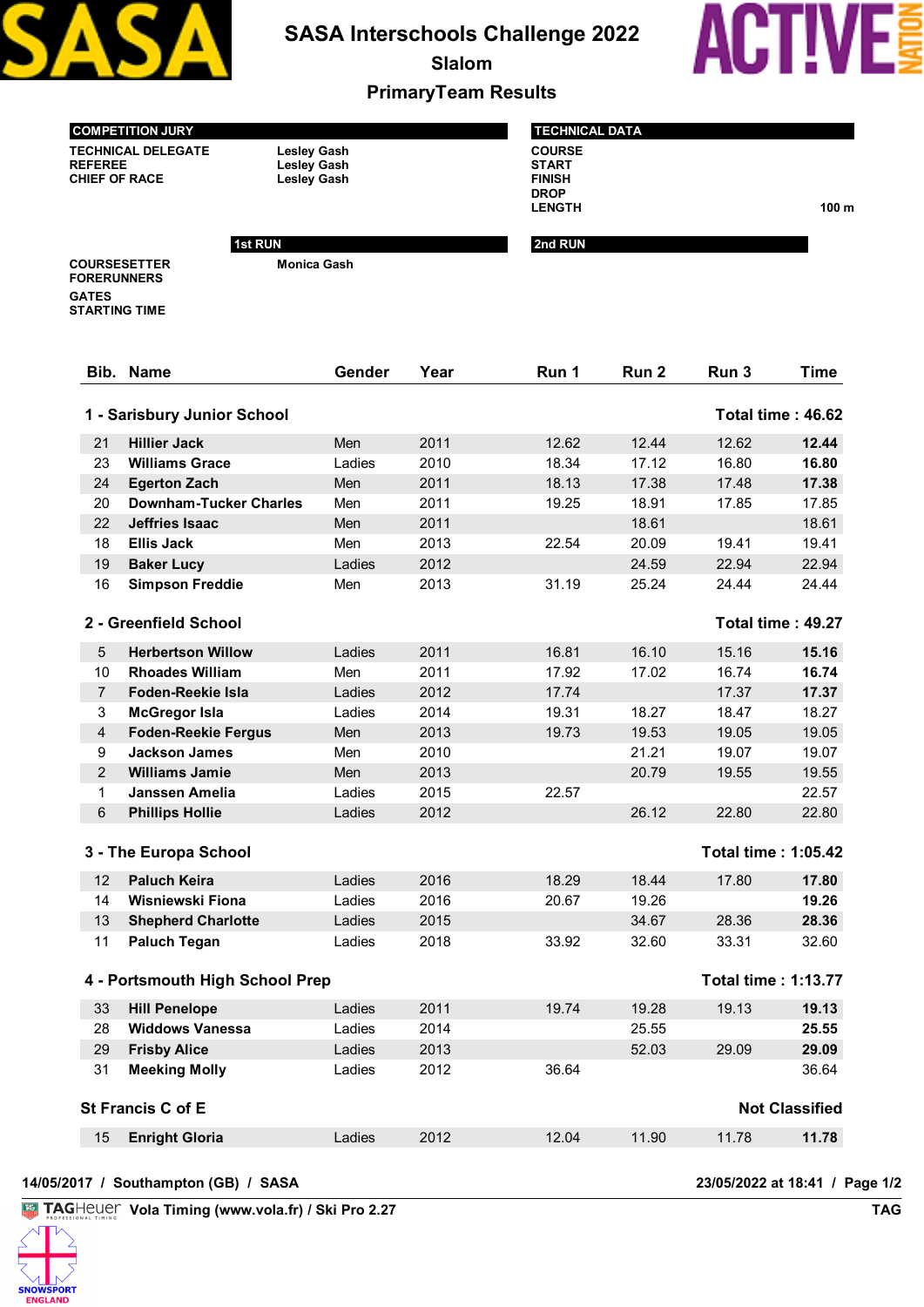# SASA Interschools Challenge 2022

## Slalom

## PrimaryTeam Results

| COMPETITION JURY | |
|---|---|
| TECHNICAL DELEGATE | Lesley Gash |
| REFEREE | Lesley Gash |
| CHIEF OF RACE | Lesley Gash |

| TECHNICAL DATA | |
|---|---|
| COURSE | |
| START | |
| FINISH | |
| DROP | |
| LENGTH | 100 m |

| | 1st RUN | 2nd RUN |
|---|---|---|
| COURSESETTER | Monica Gash | |
| FORERUNNERS | | |
| GATES | | |
| STARTING TIME | | |

| Bib. | Name | Gender | Year | Run 1 | Run 2 | Run 3 | Time |
|---|---|---|---|---|---|---|---|
| **1 - Sarisbury Junior School** | | | | | | | **Total time : 46.62** |
| 21 | **Hillier Jack** | Men | 2011 | 12.62 | 12.44 | 12.62 | **12.44** |
| 23 | **Williams Grace** | Ladies | 2010 | 18.34 | 17.12 | 16.80 | **16.80** |
| 24 | **Egerton Zach** | Men | 2011 | 18.13 | 17.38 | 17.48 | **17.38** |
| 20 | **Downham-Tucker Charles** | Men | 2011 | 19.25 | 18.91 | 17.85 | 17.85 |
| 22 | **Jeffries Isaac** | Men | 2011 | | 18.61 | | 18.61 |
| 18 | **Ellis Jack** | Men | 2013 | 22.54 | 20.09 | 19.41 | 19.41 |
| 19 | **Baker Lucy** | Ladies | 2012 | | 24.59 | 22.94 | 22.94 |
| 16 | **Simpson Freddie** | Men | 2013 | 31.19 | 25.24 | 24.44 | 24.44 |
| **2 - Greenfield School** | | | | | | | **Total time : 49.27** |
| 5 | **Herbertson Willow** | Ladies | 2011 | 16.81 | 16.10 | 15.16 | **15.16** |
| 10 | **Rhoades William** | Men | 2011 | 17.92 | 17.02 | 16.74 | **16.74** |
| 7 | **Foden-Reekie Isla** | Ladies | 2012 | 17.74 | | 17.37 | **17.37** |
| 3 | **McGregor Isla** | Ladies | 2014 | 19.31 | 18.27 | 18.47 | 18.27 |
| 4 | **Foden-Reekie Fergus** | Men | 2013 | 19.73 | 19.53 | 19.05 | 19.05 |
| 9 | **Jackson James** | Men | 2010 | | 21.21 | 19.07 | 19.07 |
| 2 | **Williams Jamie** | Men | 2013 | | 20.79 | 19.55 | 19.55 |
| 1 | **Janssen Amelia** | Ladies | 2015 | 22.57 | | | 22.57 |
| 6 | **Phillips Hollie** | Ladies | 2012 | | 26.12 | 22.80 | 22.80 |
| **3 - The Europa School** | | | | | | | **Total time : 1:05.42** |
| 12 | **Paluch Keira** | Ladies | 2016 | 18.29 | 18.44 | 17.80 | **17.80** |
| 14 | **Wisniewski Fiona** | Ladies | 2016 | 20.67 | 19.26 | | **19.26** |
| 13 | **Shepherd Charlotte** | Ladies | 2015 | | 34.67 | 28.36 | **28.36** |
| 11 | **Paluch Tegan** | Ladies | 2018 | 33.92 | 32.60 | 33.31 | 32.60 |
| **4 - Portsmouth High School Prep** | | | | | | | **Total time : 1:13.77** |
| 33 | **Hill Penelope** | Ladies | 2011 | 19.74 | 19.28 | 19.13 | **19.13** |
| 28 | **Widdows Vanessa** | Ladies | 2014 | | 25.55 | | **25.55** |
| 29 | **Frisby Alice** | Ladies | 2013 | | 52.03 | 29.09 | **29.09** |
| 31 | **Meeking Molly** | Ladies | 2012 | 36.64 | | | 36.64 |
| **St Francis C of E** | | | | | | | **Not Classified** |
| 15 | **Enright Gloria** | Ladies | 2012 | 12.04 | 11.90 | 11.78 | **11.78** |

14/05/2017 / Southampton (GB) / SASA — 23/05/2022 at 18:41

Vola Timing (www.vola.fr) / Ski Pro 2.27 — TAG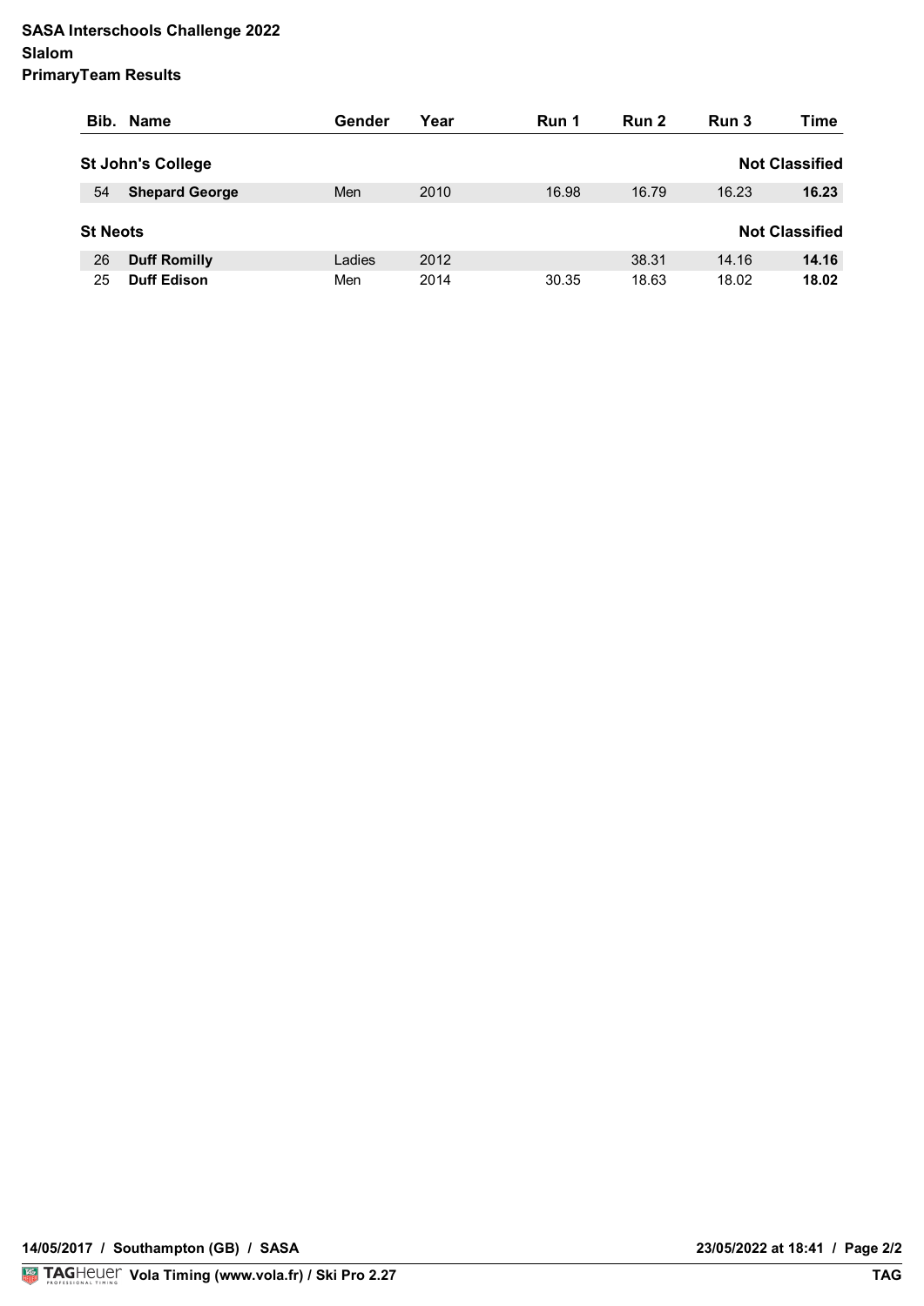**SASA Interschools Challenge 2022**
**Slalom**
**PrimaryTeam Results**

| Bib. | Name | Gender | Year | Run 1 | Run 2 | Run 3 | Time |
|---|---|---|---|---|---|---|---|
| **St John's College** | | | | | | | **Not Classified** |
| 54 | **Shepard George** | Men | 2010 | 16.98 | 16.79 | 16.23 | **16.23** |
| **St Neots** | | | | | | | **Not Classified** |
| 26 | **Duff Romilly** | Ladies | 2012 | | 38.31 | 14.16 | **14.16** |
| 25 | **Duff Edison** | Men | 2014 | 30.35 | 18.63 | 18.02 | **18.02** |

14/05/2017 / Southampton (GB) / SASA

23/05/2022 at 18:41

TAGHeuer Vola Timing (www.vola.fr) / Ski Pro 2.27

TAG